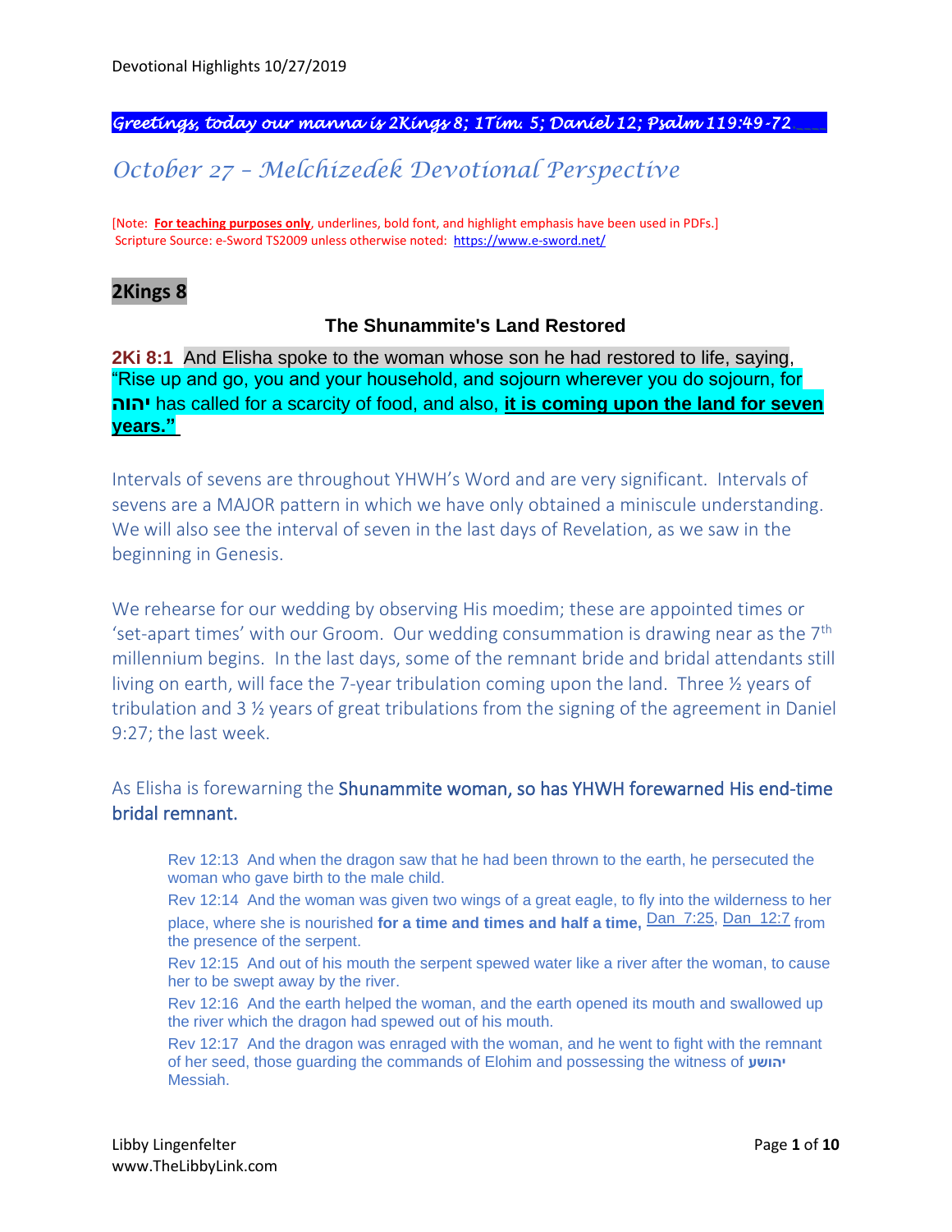*Greetings, today our manna is 2Kings 8; 1Tim. 5; Daniel 12; Psalm 119:49-72*

# October 27 – Melchizedek Devotional Perspective

[Note: **For teaching purposes only**, underlines, bold font, and highlight emphasis have been used in PDFs.]
Scripture Source: e-Sword TS2009 unless otherwise noted: https://www.e-sword.net/

## 2Kings 8

### The Shunammite's Land Restored

**2Ki 8:1** And Elisha spoke to the woman whose son he had restored to life, saying, "Rise up and go, you and your household, and sojourn wherever you do sojourn, for **יהוה** has called for a scarcity of food, and also, **it is coming upon the land for seven years."**

Intervals of sevens are throughout YHWH's Word and are very significant. Intervals of sevens are a MAJOR pattern in which we have only obtained a miniscule understanding. We will also see the interval of seven in the last days of Revelation, as we saw in the beginning in Genesis.

We rehearse for our wedding by observing His moedim; these are appointed times or 'set-apart times' with our Groom. Our wedding consummation is drawing near as the 7th millennium begins. In the last days, some of the remnant bride and bridal attendants still living on earth, will face the 7-year tribulation coming upon the land. Three ½ years of tribulation and 3 ½ years of great tribulations from the signing of the agreement in Daniel 9:27; the last week.

As Elisha is forewarning the Shunammite woman, so has YHWH forewarned His end-time bridal remnant.

> Rev 12:13 And when the dragon saw that he had been thrown to the earth, he persecuted the woman who gave birth to the male child.
>
> Rev 12:14 And the woman was given two wings of a great eagle, to fly into the wilderness to her place, where she is nourished **for a time and times and half a time,** Dan 7:25, Dan 12:7 from the presence of the serpent.
>
> Rev 12:15 And out of his mouth the serpent spewed water like a river after the woman, to cause her to be swept away by the river.
>
> Rev 12:16 And the earth helped the woman, and the earth opened its mouth and swallowed up the river which the dragon had spewed out of his mouth.
>
> Rev 12:17 And the dragon was enraged with the woman, and he went to fight with the remnant of her seed, those guarding the commands of Elohim and possessing the witness of **יהושע** Messiah.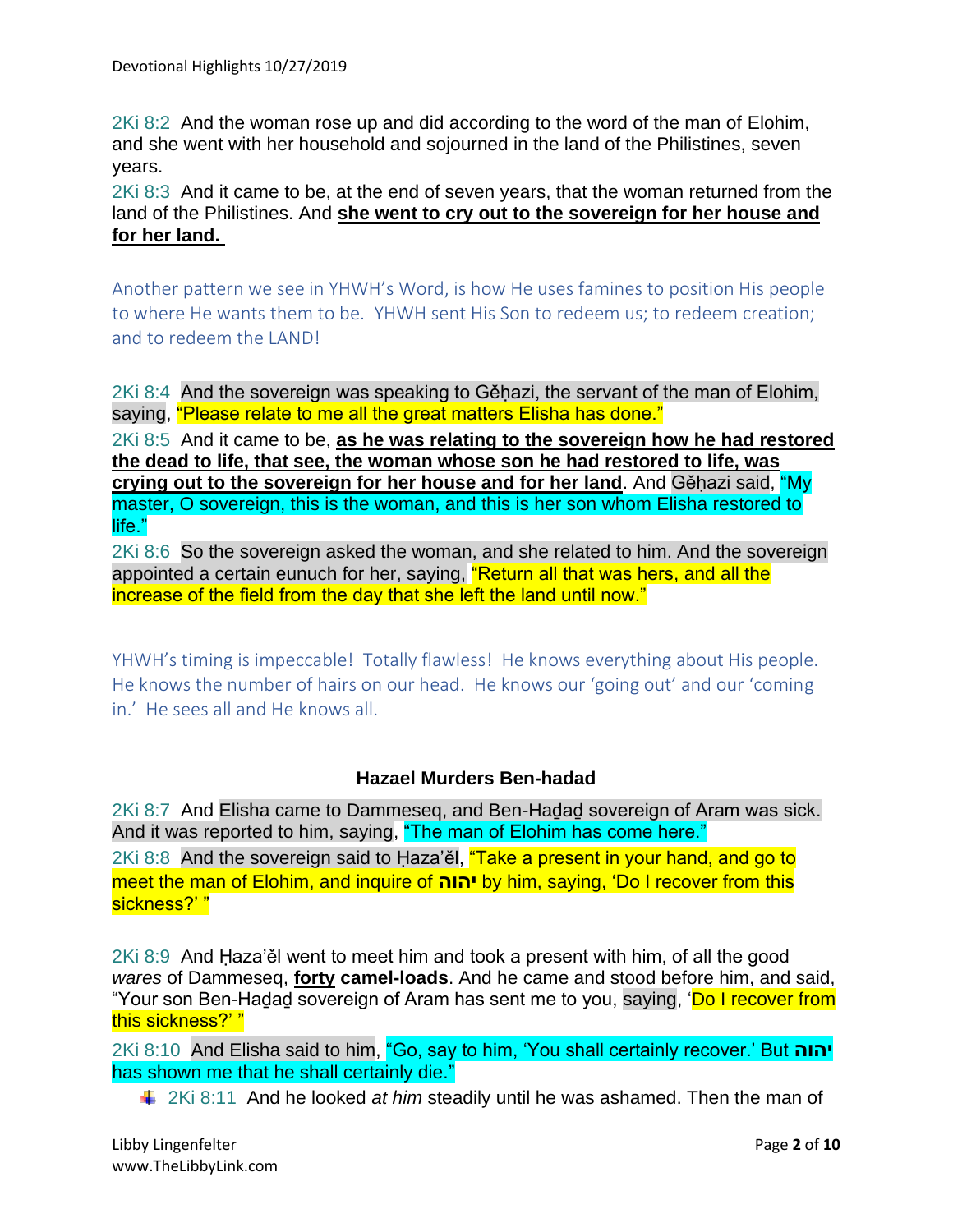2Ki 8:2  And the woman rose up and did according to the word of the man of Elohim, and she went with her household and sojourned in the land of the Philistines, seven years.

2Ki 8:3  And it came to be, at the end of seven years, that the woman returned from the land of the Philistines. And **she went to cry out to the sovereign for her house and for her land.**

Another pattern we see in YHWH's Word, is how He uses famines to position His people to where He wants them to be.  YHWH sent His Son to redeem us; to redeem creation; and to redeem the LAND!

2Ki 8:4  And the sovereign was speaking to Gěḥazi, the servant of the man of Elohim, saying, "Please relate to me all the great matters Elisha has done."

2Ki 8:5  And it came to be, **as he was relating to the sovereign how he had restored the dead to life, that see, the woman whose son he had restored to life, was crying out to the sovereign for her house and for her land**. And Gěḥazi said, "My master, O sovereign, this is the woman, and this is her son whom Elisha restored to life."

2Ki 8:6  So the sovereign asked the woman, and she related to him. And the sovereign appointed a certain eunuch for her, saying, "Return all that was hers, and all the increase of the field from the day that she left the land until now."

YHWH's timing is impeccable!  Totally flawless!  He knows everything about His people. He knows the number of hairs on our head.  He knows our 'going out' and our 'coming in.'  He sees all and He knows all.

### Hazael Murders Ben-hadad

2Ki 8:7  And Elisha came to Dammeseq, and Ben-Haḏaḏ sovereign of Aram was sick. And it was reported to him, saying, "The man of Elohim has come here."

2Ki 8:8  And the sovereign said to Ḥaza'ěl, "Take a present in your hand, and go to meet the man of Elohim, and inquire of **יהוה** by him, saying, 'Do I recover from this sickness?' "

2Ki 8:9  And Ḥaza'ěl went to meet him and took a present with him, of all the good *wares* of Dammeseq, **forty camel-loads**. And he came and stood before him, and said, "Your son Ben-Haḏaḏ sovereign of Aram has sent me to you, saying, 'Do I recover from this sickness?' "

2Ki 8:10  And Elisha said to him, "Go, say to him, 'You shall certainly recover.' But **יהוה** has shown me that he shall certainly die."

- 2Ki 8:11  And he looked *at him* steadily until he was ashamed. Then the man of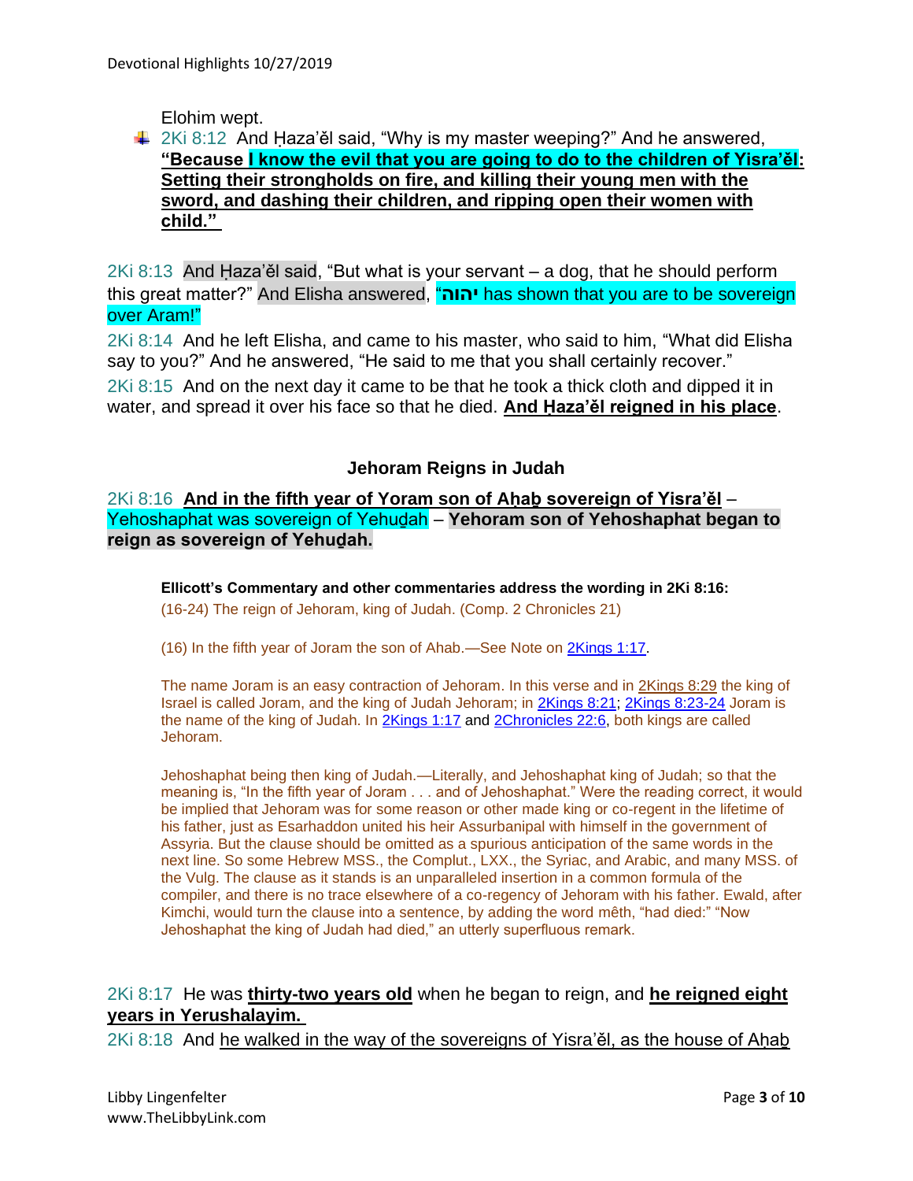Elohim wept.

- 2Ki 8:12 And Ḥaza'ěl said, "Why is my master weeping?" And he answered, **"Because I know the evil that you are going to do to the children of Yisra'ěl: Setting their strongholds on fire, and killing their young men with the sword, and dashing their children, and ripping open their women with child."**

2Ki 8:13 And Ḥaza'ěl said, "But what is your servant – a dog, that he should perform this great matter?" And Elisha answered, "**יהוה** has shown that you are to be sovereign over Aram!"

2Ki 8:14 And he left Elisha, and came to his master, who said to him, "What did Elisha say to you?" And he answered, "He said to me that you shall certainly recover."

2Ki 8:15 And on the next day it came to be that he took a thick cloth and dipped it in water, and spread it over his face so that he died. **And Ḥaza'ěl reigned in his place**.

### Jehoram Reigns in Judah

2Ki 8:16 **And in the fifth year of Yoram son of Aḥaḇ sovereign of Yisra'ěl** – Yehoshaphat was sovereign of Yehuḏah – **Yehoram son of Yehoshaphat began to reign as sovereign of Yehuḏah.**

**Ellicott's Commentary and other commentaries address the wording in 2Ki 8:16:**

(16-24) The reign of Jehoram, king of Judah. (Comp. 2 Chronicles 21)

(16) In the fifth year of Joram the son of Ahab.—See Note on 2Kings 1:17.

The name Joram is an easy contraction of Jehoram. In this verse and in 2Kings 8:29 the king of Israel is called Joram, and the king of Judah Jehoram; in 2Kings 8:21; 2Kings 8:23-24 Joram is the name of the king of Judah. In 2Kings 1:17 and 2Chronicles 22:6, both kings are called Jehoram.

Jehoshaphat being then king of Judah.—Literally, and Jehoshaphat king of Judah; so that the meaning is, "In the fifth year of Joram . . . and of Jehoshaphat." Were the reading correct, it would be implied that Jehoram was for some reason or other made king or co-regent in the lifetime of his father, just as Esarhaddon united his heir Assurbanipal with himself in the government of Assyria. But the clause should be omitted as a spurious anticipation of the same words in the next line. So some Hebrew MSS., the Complut., LXX., the Syriac, and Arabic, and many MSS. of the Vulg. The clause as it stands is an unparalleled insertion in a common formula of the compiler, and there is no trace elsewhere of a co-regency of Jehoram with his father. Ewald, after Kimchi, would turn the clause into a sentence, by adding the word mêth, "had died:" "Now Jehoshaphat the king of Judah had died," an utterly superfluous remark.

2Ki 8:17 He was **thirty-two years old** when he began to reign, and **he reigned eight years in Yerushalayim.**

2Ki 8:18 And he walked in the way of the sovereigns of Yisra'ěl, as the house of Aḥaḇ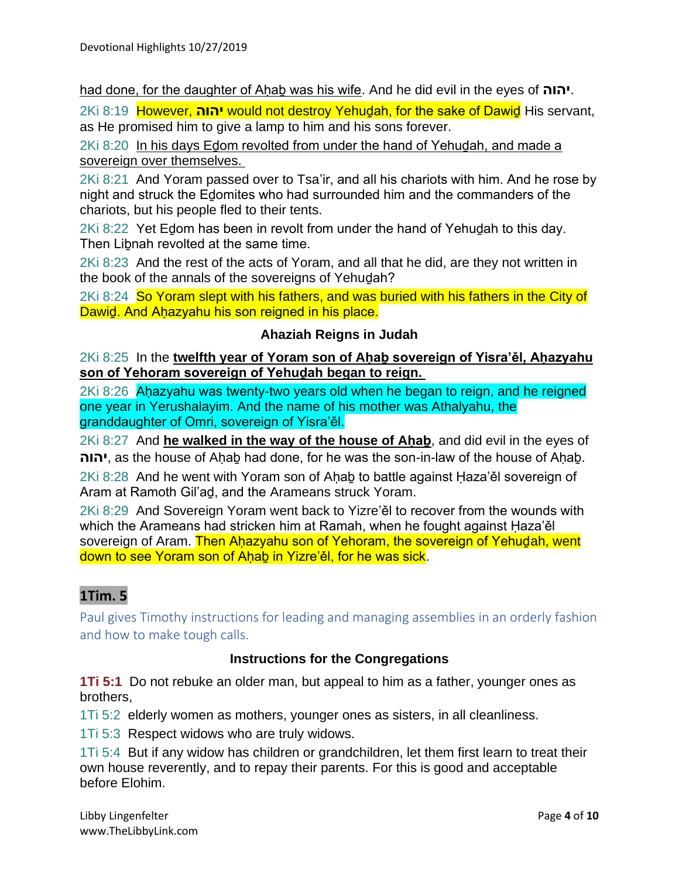had done, for the daughter of Aḥaḇ was his wife. And he did evil in the eyes of יהוה.

2Ki 8:19 However, יהוה would not destroy Yehuḏah, for the sake of Dawiḏ His servant, as He promised him to give a lamp to him and his sons forever.

2Ki 8:20 In his days Eḏom revolted from under the hand of Yehuḏah, and made a sovereign over themselves.

2Ki 8:21 And Yoram passed over to Tsa'ir, and all his chariots with him. And he rose by night and struck the Eḏomites who had surrounded him and the commanders of the chariots, but his people fled to their tents.

2Ki 8:22 Yet Eḏom has been in revolt from under the hand of Yehuḏah to this day. Then Liḇnah revolted at the same time.

2Ki 8:23 And the rest of the acts of Yoram, and all that he did, are they not written in the book of the annals of the sovereigns of Yehuḏah?

2Ki 8:24 So Yoram slept with his fathers, and was buried with his fathers in the City of Dawiḏ. And Aḥazyahu his son reigned in his place.

### Ahaziah Reigns in Judah

2Ki 8:25 In the **twelfth year of Yoram son of Aḥaḇ sovereign of Yisra'ěl, Aḥazyahu son of Yehoram sovereign of Yehuḏah began to reign.**

2Ki 8:26 Aḥazyahu was twenty-two years old when he began to reign, and he reigned one year in Yerushalayim. And the name of his mother was Athalyahu, the granddaughter of Omri, sovereign of Yisra'ěl.

2Ki 8:27 And **he walked in the way of the house of Aḥaḇ**, and did evil in the eyes of יהוה, as the house of Aḥaḇ had done, for he was the son-in-law of the house of Aḥaḇ.

2Ki 8:28 And he went with Yoram son of Aḥaḇ to battle against Ḥaza'ěl sovereign of Aram at Ramoth Gil'aḏ, and the Arameans struck Yoram.

2Ki 8:29 And Sovereign Yoram went back to Yizre'ěl to recover from the wounds with which the Arameans had stricken him at Ramah, when he fought against Ḥaza'ěl sovereign of Aram. Then Aḥazyahu son of Yehoram, the sovereign of Yehuḏah, went down to see Yoram son of Aḥaḇ in Yizre'ěl, for he was sick.

## 1Tim. 5

Paul gives Timothy instructions for leading and managing assemblies in an orderly fashion and how to make tough calls.

### Instructions for the Congregations

**1Ti 5:1** Do not rebuke an older man, but appeal to him as a father, younger ones as brothers,

1Ti 5:2 elderly women as mothers, younger ones as sisters, in all cleanliness.

1Ti 5:3 Respect widows who are truly widows.

1Ti 5:4 But if any widow has children or grandchildren, let them first learn to treat their own house reverently, and to repay their parents. For this is good and acceptable before Elohim.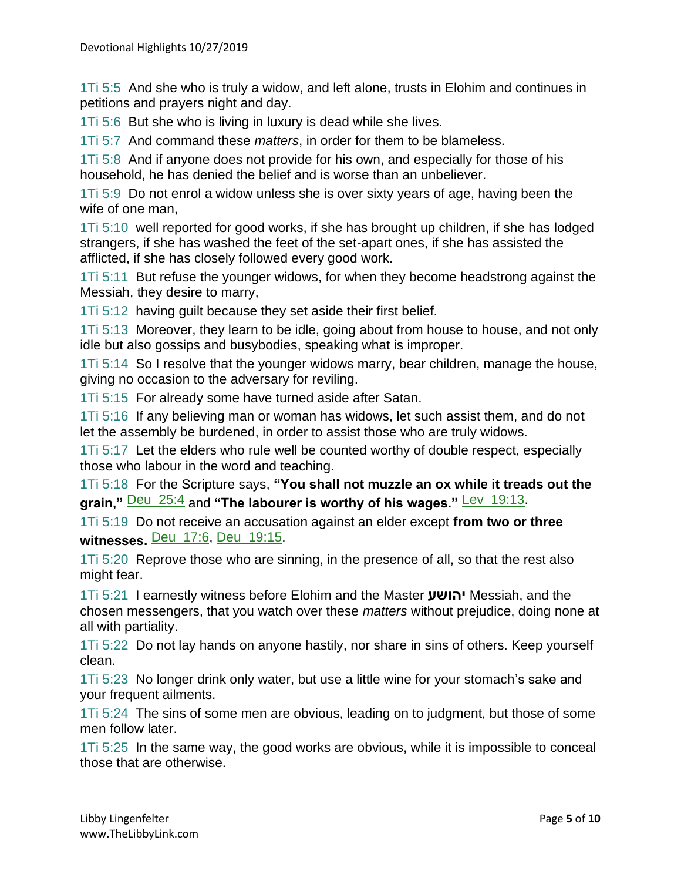1Ti 5:5 And she who is truly a widow, and left alone, trusts in Elohim and continues in petitions and prayers night and day.

1Ti 5:6 But she who is living in luxury is dead while she lives.

1Ti 5:7 And command these *matters*, in order for them to be blameless.

1Ti 5:8 And if anyone does not provide for his own, and especially for those of his household, he has denied the belief and is worse than an unbeliever.

1Ti 5:9 Do not enrol a widow unless she is over sixty years of age, having been the wife of one man,

1Ti 5:10 well reported for good works, if she has brought up children, if she has lodged strangers, if she has washed the feet of the set-apart ones, if she has assisted the afflicted, if she has closely followed every good work.

1Ti 5:11 But refuse the younger widows, for when they become headstrong against the Messiah, they desire to marry,

1Ti 5:12 having guilt because they set aside their first belief.

1Ti 5:13 Moreover, they learn to be idle, going about from house to house, and not only idle but also gossips and busybodies, speaking what is improper.

1Ti 5:14 So I resolve that the younger widows marry, bear children, manage the house, giving no occasion to the adversary for reviling.

1Ti 5:15 For already some have turned aside after Satan.

1Ti 5:16 If any believing man or woman has widows, let such assist them, and do not let the assembly be burdened, in order to assist those who are truly widows.

1Ti 5:17 Let the elders who rule well be counted worthy of double respect, especially those who labour in the word and teaching.

1Ti 5:18 For the Scripture says, **"You shall not muzzle an ox while it treads out the grain,"** Deu 25:4 and **"The labourer is worthy of his wages."** Lev 19:13.

1Ti 5:19 Do not receive an accusation against an elder except **from two or three witnesses.** Deu 17:6, Deu 19:15.

1Ti 5:20 Reprove those who are sinning, in the presence of all, so that the rest also might fear.

1Ti 5:21 I earnestly witness before Elohim and the Master **יהושע** Messiah, and the chosen messengers, that you watch over these *matters* without prejudice, doing none at all with partiality.

1Ti 5:22 Do not lay hands on anyone hastily, nor share in sins of others. Keep yourself clean.

1Ti 5:23 No longer drink only water, but use a little wine for your stomach's sake and your frequent ailments.

1Ti 5:24 The sins of some men are obvious, leading on to judgment, but those of some men follow later.

1Ti 5:25 In the same way, the good works are obvious, while it is impossible to conceal those that are otherwise.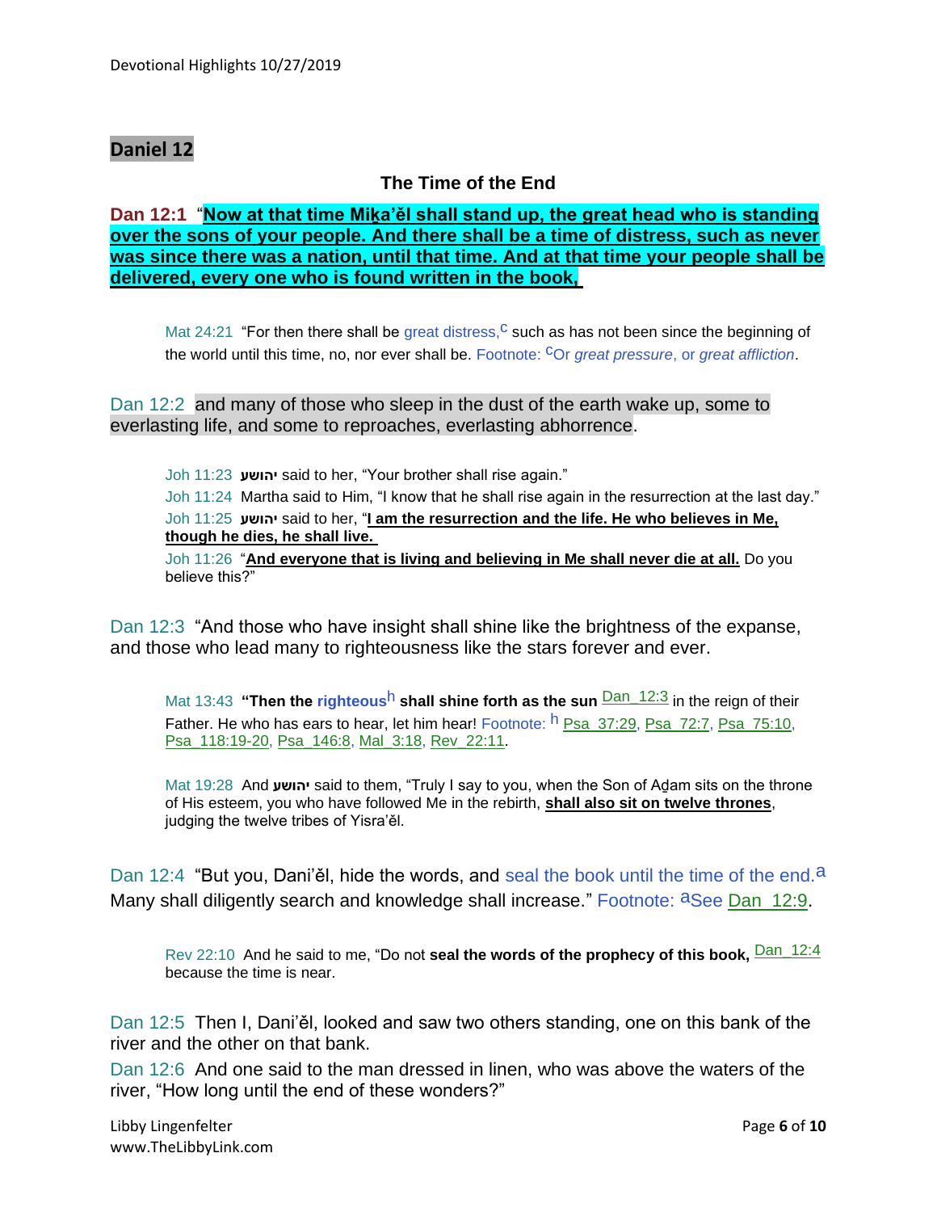## Daniel 12

### The Time of the End

**Dan 12:1** "**Now at that time Miḵa'ěl shall stand up, the great head who is standing over the sons of your people. And there shall be a time of distress, such as never was since there was a nation, until that time. And at that time your people shall be delivered, every one who is found written in the book,**

> Mat 24:21 "For then there shall be great distress,[c] such as has not been since the beginning of the world until this time, no, nor ever shall be. Footnote: [c]Or *great pressure*, or *great affliction*.

Dan 12:2 and many of those who sleep in the dust of the earth wake up, some to everlasting life, and some to reproaches, everlasting abhorrence.

> Joh 11:23 יהושע said to her, "Your brother shall rise again."
>
> Joh 11:24 Martha said to Him, "I know that he shall rise again in the resurrection at the last day."
>
> Joh 11:25 יהושע said to her, "**I am the resurrection and the life. He who believes in Me, though he dies, he shall live.**
>
> Joh 11:26 "**And everyone that is living and believing in Me shall never die at all.** Do you believe this?"

Dan 12:3 "And those who have insight shall shine like the brightness of the expanse, and those who lead many to righteousness like the stars forever and ever.

> Mat 13:43 **"Then the righteous[h] shall shine forth as the sun** Dan_12:3 in the reign of their Father. He who has ears to hear, let him hear! Footnote: [h] Psa_37:29, Psa_72:7, Psa_75:10, Psa_118:19-20, Psa_146:8, Mal_3:18, Rev_22:11.
>
> Mat 19:28 And יהושע said to them, "Truly I say to you, when the Son of Aḏam sits on the throne of His esteem, you who have followed Me in the rebirth, **shall also sit on twelve thrones**, judging the twelve tribes of Yisra'ěl.

Dan 12:4 "But you, Dani'ěl, hide the words, and seal the book until the time of the end.[a] Many shall diligently search and knowledge shall increase." Footnote: [a]See Dan_12:9.

> Rev 22:10 And he said to me, "Do not **seal the words of the prophecy of this book,** Dan_12:4 because the time is near.

Dan 12:5 Then I, Dani'ěl, looked and saw two others standing, one on this bank of the river and the other on that bank.

Dan 12:6 And one said to the man dressed in linen, who was above the waters of the river, "How long until the end of these wonders?"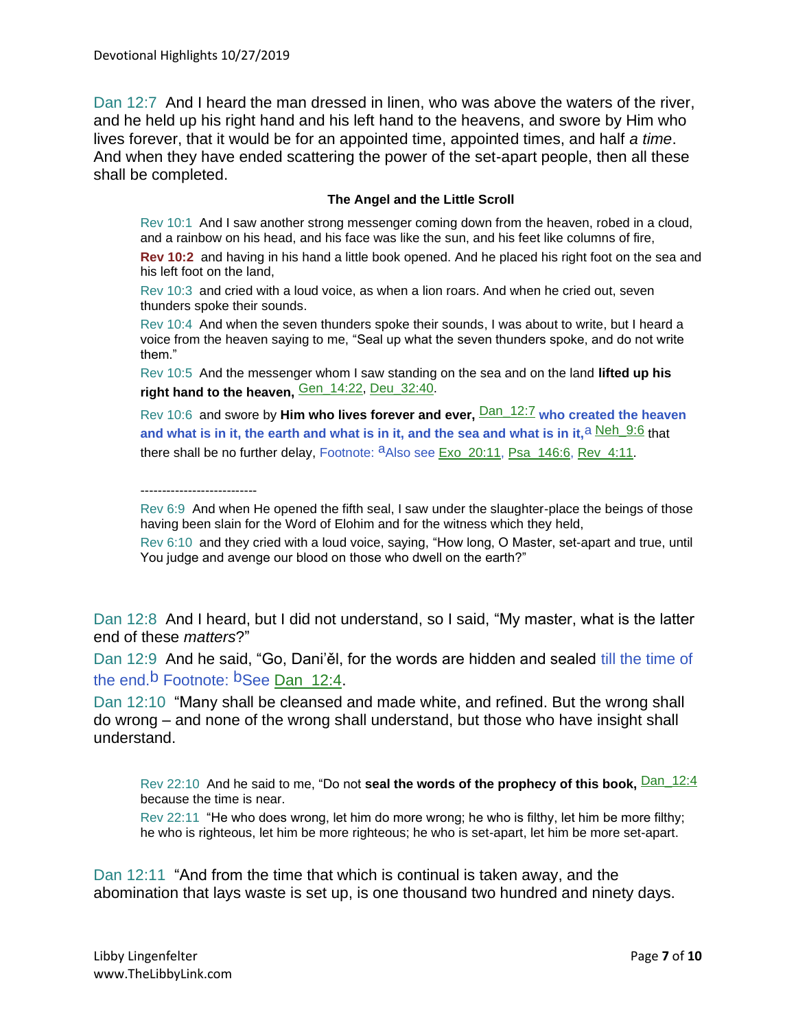Dan 12:7  And I heard the man dressed in linen, who was above the waters of the river, and he held up his right hand and his left hand to the heavens, and swore by Him who lives forever, that it would be for an appointed time, appointed times, and half *a time*. And when they have ended scattering the power of the set-apart people, then all these shall be completed.

**The Angel and the Little Scroll**

> Rev 10:1  And I saw another strong messenger coming down from the heaven, robed in a cloud, and a rainbow on his head, and his face was like the sun, and his feet like columns of fire,
>
> **Rev 10:2**  and having in his hand a little book opened. And he placed his right foot on the sea and his left foot on the land,
>
> Rev 10:3  and cried with a loud voice, as when a lion roars. And when he cried out, seven thunders spoke their sounds.
>
> Rev 10:4  And when the seven thunders spoke their sounds, I was about to write, but I heard a voice from the heaven saying to me, "Seal up what the seven thunders spoke, and do not write them."
>
> Rev 10:5  And the messenger whom I saw standing on the sea and on the land **lifted up his right hand to the heaven,** Gen_14:22, Deu_32:40.
>
> Rev 10:6  and swore by **Him who lives forever and ever,** Dan_12:7 **who created the heaven and what is in it, the earth and what is in it, and the sea and what is in it,**[a] Neh_9:6 that there shall be no further delay, Footnote: [a]Also see Exo_20:11, Psa_146:6, Rev_4:11.
>
> ---------------------------
>
> Rev 6:9  And when He opened the fifth seal, I saw under the slaughter-place the beings of those having been slain for the Word of Elohim and for the witness which they held,
>
> Rev 6:10  and they cried with a loud voice, saying, "How long, O Master, set-apart and true, until You judge and avenge our blood on those who dwell on the earth?"

Dan 12:8  And I heard, but I did not understand, so I said, "My master, what is the latter end of these *matters*?"

Dan 12:9  And he said, "Go, Dani'ěl, for the words are hidden and sealed till the time of the end.[b] Footnote: [b]See Dan_12:4.

Dan 12:10  "Many shall be cleansed and made white, and refined. But the wrong shall do wrong – and none of the wrong shall understand, but those who have insight shall understand.

> Rev 22:10  And he said to me, "Do not **seal the words of the prophecy of this book,** Dan_12:4 because the time is near.
>
> Rev 22:11  "He who does wrong, let him do more wrong; he who is filthy, let him be more filthy; he who is righteous, let him be more righteous; he who is set-apart, let him be more set-apart.

Dan 12:11  "And from the time that which is continual is taken away, and the abomination that lays waste is set up, is one thousand two hundred and ninety days.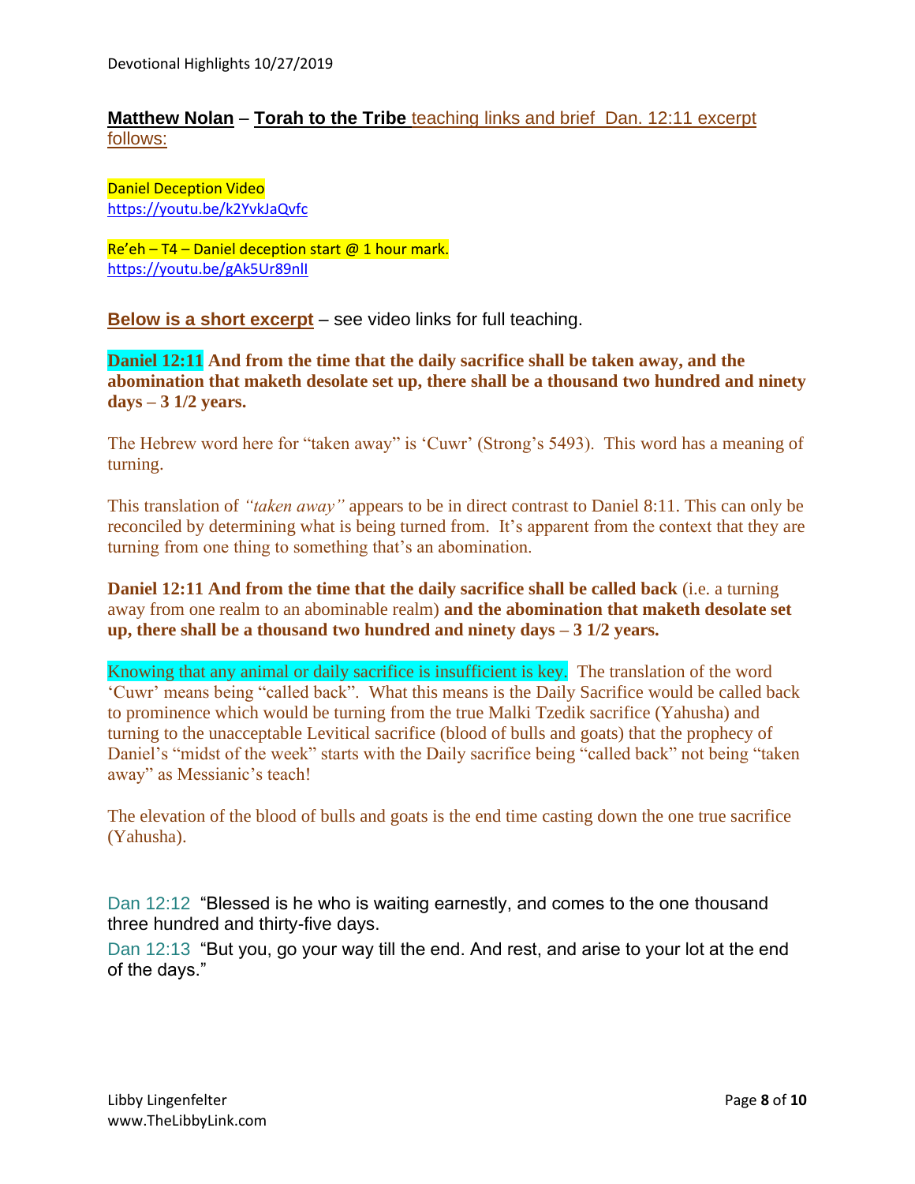**Matthew Nolan** – **Torah to the Tribe** teaching links and brief Dan. 12:11 excerpt follows:

Daniel Deception Video
https://youtu.be/k2YvkJaQvfc

Re'eh – T4 – Daniel deception start @ 1 hour mark.
https://youtu.be/gAk5Ur89nlI

**Below is a short excerpt** – see video links for full teaching.

**Daniel 12:11 And from the time that the daily sacrifice shall be taken away, and the abomination that maketh desolate set up, there shall be a thousand two hundred and ninety days – 3 1/2 years.**

The Hebrew word here for "taken away" is 'Cuwr' (Strong's 5493). This word has a meaning of turning.

This translation of *"taken away"* appears to be in direct contrast to Daniel 8:11. This can only be reconciled by determining what is being turned from. It's apparent from the context that they are turning from one thing to something that's an abomination.

**Daniel 12:11 And from the time that the daily sacrifice shall be called back** (i.e. a turning away from one realm to an abominable realm) **and the abomination that maketh desolate set up, there shall be a thousand two hundred and ninety days – 3 1/2 years.**

Knowing that any animal or daily sacrifice is insufficient is key. The translation of the word 'Cuwr' means being "called back". What this means is the Daily Sacrifice would be called back to prominence which would be turning from the true Malki Tzedik sacrifice (Yahusha) and turning to the unacceptable Levitical sacrifice (blood of bulls and goats) that the prophecy of Daniel's "midst of the week" starts with the Daily sacrifice being "called back" not being "taken away" as Messianic's teach!

The elevation of the blood of bulls and goats is the end time casting down the one true sacrifice (Yahusha).

Dan 12:12 "Blessed is he who is waiting earnestly, and comes to the one thousand three hundred and thirty-five days.

Dan 12:13 "But you, go your way till the end. And rest, and arise to your lot at the end of the days."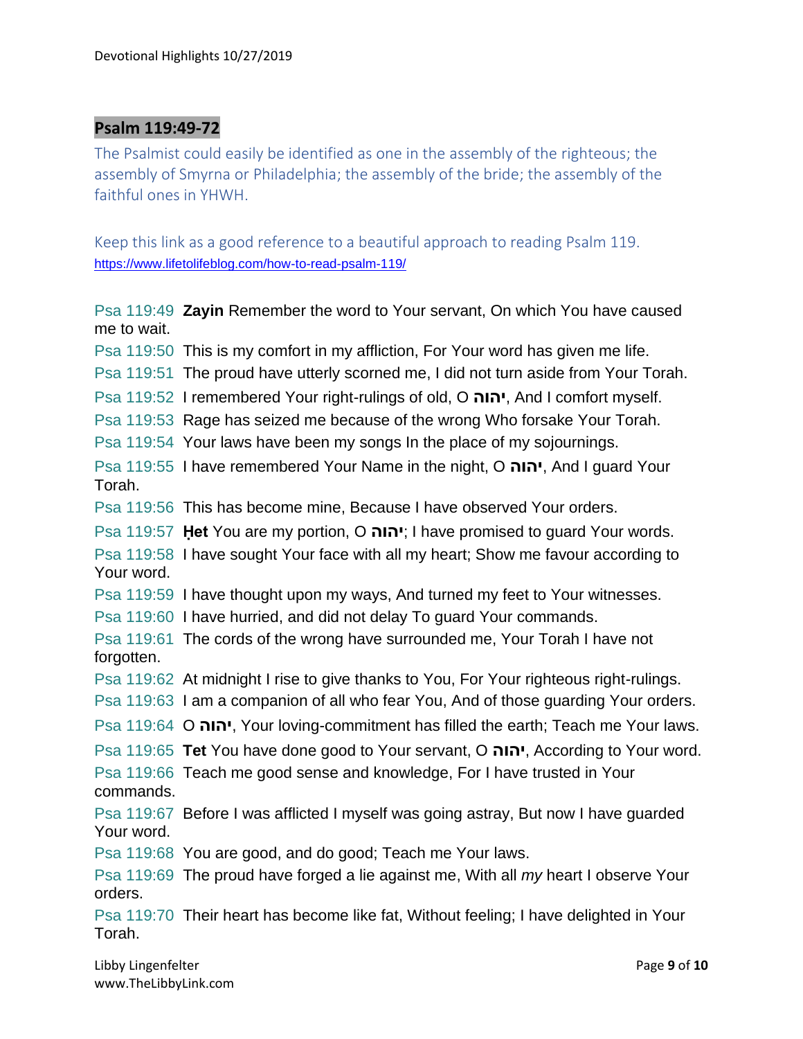## Psalm 119:49-72

The Psalmist could easily be identified as one in the assembly of the righteous; the assembly of Smyrna or Philadelphia; the assembly of the bride; the assembly of the faithful ones in YHWH.

Keep this link as a good reference to a beautiful approach to reading Psalm 119.
https://www.lifetolifeblog.com/how-to-read-psalm-119/

Psa 119:49 **Zayin** Remember the word to Your servant, On which You have caused me to wait.

Psa 119:50 This is my comfort in my affliction, For Your word has given me life.

Psa 119:51 The proud have utterly scorned me, I did not turn aside from Your Torah.

Psa 119:52 I remembered Your right-rulings of old, O **יהוה**, And I comfort myself.

Psa 119:53 Rage has seized me because of the wrong Who forsake Your Torah.

Psa 119:54 Your laws have been my songs In the place of my sojournings.

Psa 119:55 I have remembered Your Name in the night, O **יהוה**, And I guard Your Torah.

Psa 119:56 This has become mine, Because I have observed Your orders.

Psa 119:57 **Ḥet** You are my portion, O **יהוה**; I have promised to guard Your words.

Psa 119:58 I have sought Your face with all my heart; Show me favour according to Your word.

Psa 119:59 I have thought upon my ways, And turned my feet to Your witnesses.

Psa 119:60 I have hurried, and did not delay To guard Your commands.

Psa 119:61 The cords of the wrong have surrounded me, Your Torah I have not forgotten.

Psa 119:62 At midnight I rise to give thanks to You, For Your righteous right-rulings.

Psa 119:63 I am a companion of all who fear You, And of those guarding Your orders.

Psa 119:64 O **יהוה**, Your loving-commitment has filled the earth; Teach me Your laws.

Psa 119:65 **Tet** You have done good to Your servant, O **יהוה**, According to Your word.

Psa 119:66 Teach me good sense and knowledge, For I have trusted in Your commands.

Psa 119:67 Before I was afflicted I myself was going astray, But now I have guarded Your word.

Psa 119:68 You are good, and do good; Teach me Your laws.

Psa 119:69 The proud have forged a lie against me, With all *my* heart I observe Your orders.

Psa 119:70 Their heart has become like fat, Without feeling; I have delighted in Your Torah.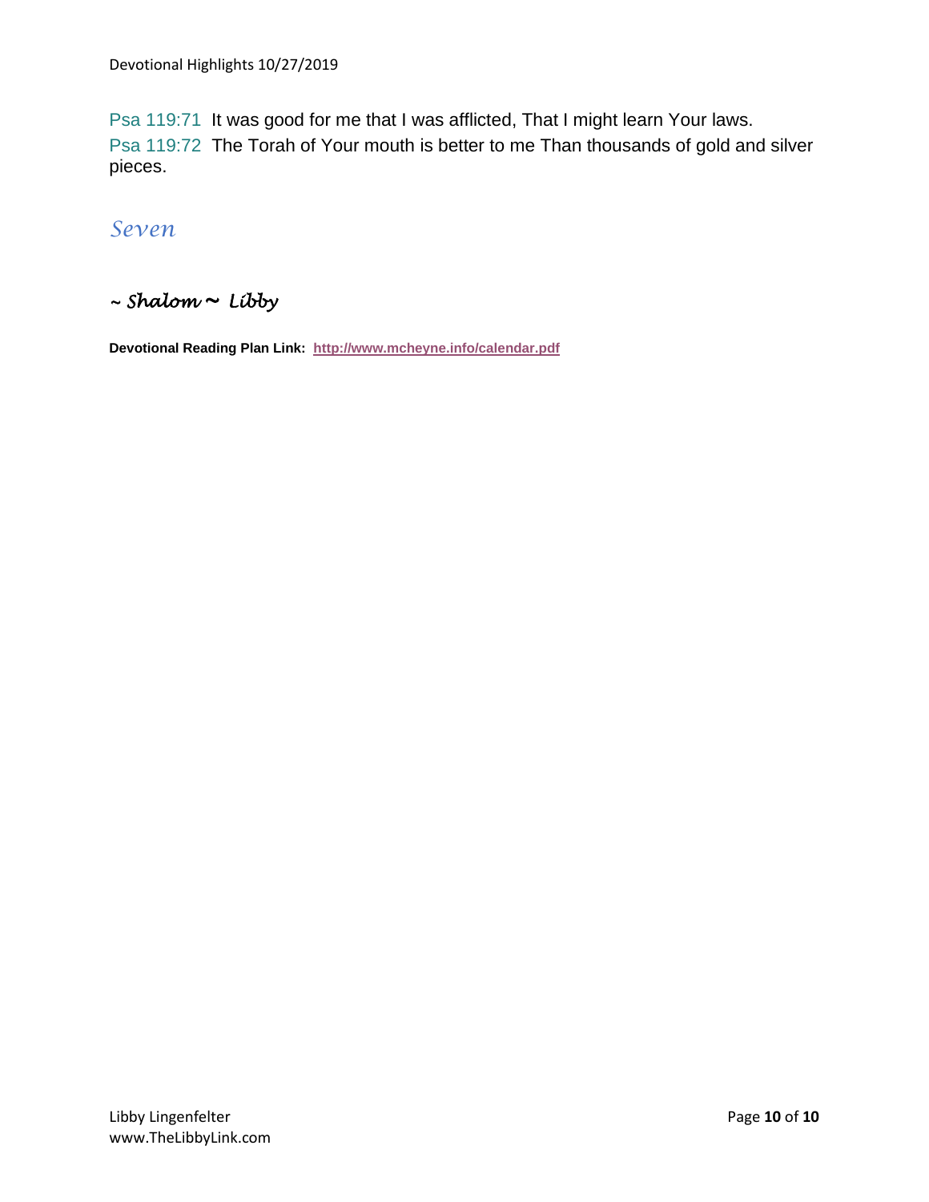Psa 119:71 It was good for me that I was afflicted, That I might learn Your laws.
Psa 119:72 The Torah of Your mouth is better to me Than thousands of gold and silver pieces.

## *Seven*

*~ Shalom ~ Libby*

**Devotional Reading Plan Link:** **http://www.mcheyne.info/calendar.pdf**